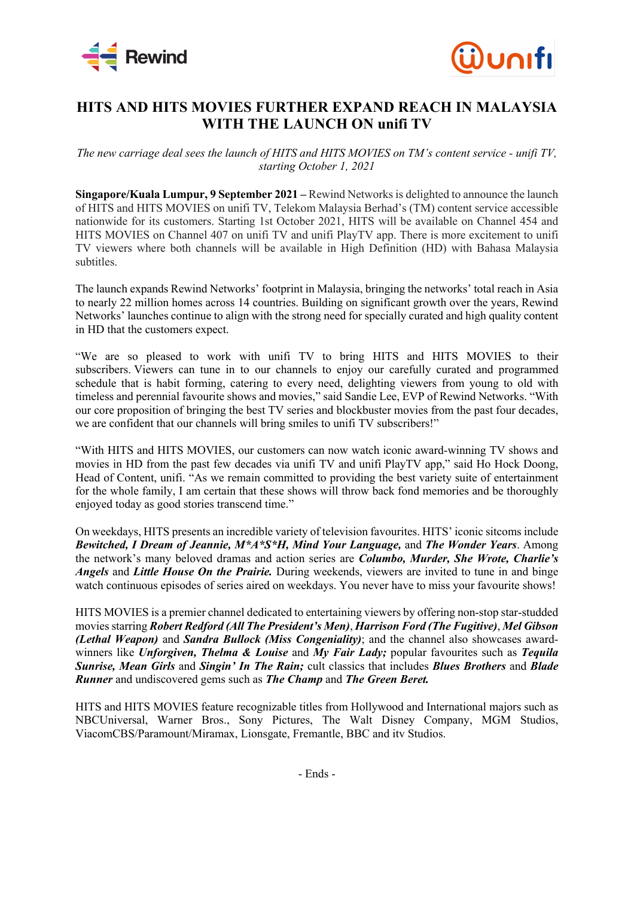# HITS AND HITS MOVIES FURTHER EXPAND REACH IN MALAYSIA WITH THE LAUNCH ON unifi TV

*The new carriage deal sees the launch of HITS and HITS MOVIES on TM's content service - unifi TV, starting October 1, 2021*

**Singapore/Kuala Lumpur, 9 September 2021 –** Rewind Networks is delighted to announce the launch of HITS and HITS MOVIES on unifi TV, Telekom Malaysia Berhad's (TM) content service accessible nationwide for its customers. Starting 1st October 2021, HITS will be available on Channel 454 and HITS MOVIES on Channel 407 on unifi TV and unifi PlayTV app. There is more excitement to unifi TV viewers where both channels will be available in High Definition (HD) with Bahasa Malaysia subtitles.

The launch expands Rewind Networks' footprint in Malaysia, bringing the networks' total reach in Asia to nearly 22 million homes across 14 countries. Building on significant growth over the years, Rewind Networks' launches continue to align with the strong need for specially curated and high quality content in HD that the customers expect.

"We are so pleased to work with unifi TV to bring HITS and HITS MOVIES to their subscribers. Viewers can tune in to our channels to enjoy our carefully curated and programmed schedule that is habit forming, catering to every need, delighting viewers from young to old with timeless and perennial favourite shows and movies," said Sandie Lee, EVP of Rewind Networks. "With our core proposition of bringing the best TV series and blockbuster movies from the past four decades, we are confident that our channels will bring smiles to unifi TV subscribers!"

"With HITS and HITS MOVIES, our customers can now watch iconic award-winning TV shows and movies in HD from the past few decades via unifi TV and unifi PlayTV app," said Ho Hock Doong, Head of Content, unifi. "As we remain committed to providing the best variety suite of entertainment for the whole family, I am certain that these shows will throw back fond memories and be thoroughly enjoyed today as good stories transcend time."

On weekdays, HITS presents an incredible variety of television favourites. HITS' iconic sitcoms include ***Bewitched, I Dream of Jeannie, M*A*S*H, Mind Your Language,*** and ***The Wonder Years***. Among the network's many beloved dramas and action series are ***Columbo, Murder, She Wrote, Charlie's Angels*** and ***Little House On the Prairie.*** During weekends, viewers are invited to tune in and binge watch continuous episodes of series aired on weekdays. You never have to miss your favourite shows!

HITS MOVIES is a premier channel dedicated to entertaining viewers by offering non-stop star-studded movies starring ***Robert Redford (All The President's Men)***, ***Harrison Ford (The Fugitive)***, ***Mel Gibson (Lethal Weapon)*** and ***Sandra Bullock (Miss Congeniality)***; and the channel also showcases award-winners like ***Unforgiven, Thelma & Louise*** and ***My Fair Lady;*** popular favourites such as ***Tequila Sunrise, Mean Girls*** and ***Singin' In The Rain;*** cult classics that includes ***Blues Brothers*** and ***Blade Runner*** and undiscovered gems such as ***The Champ*** and ***The Green Beret.***

HITS and HITS MOVIES feature recognizable titles from Hollywood and International majors such as NBCUniversal, Warner Bros., Sony Pictures, The Walt Disney Company, MGM Studios, ViacomCBS/Paramount/Miramax, Lionsgate, Fremantle, BBC and itv Studios.

- Ends -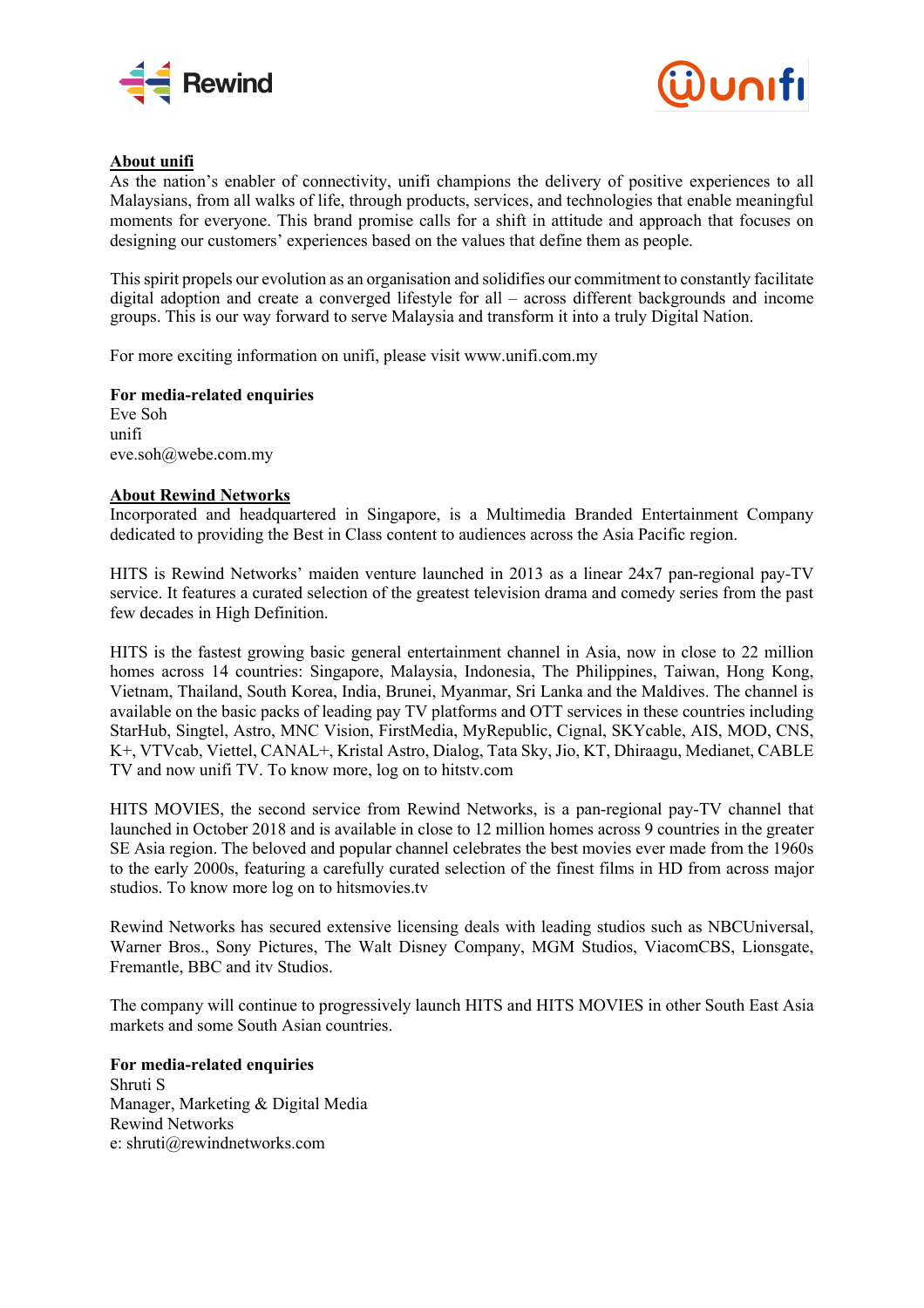**About unifi**

As the nation's enabler of connectivity, unifi champions the delivery of positive experiences to all Malaysians, from all walks of life, through products, services, and technologies that enable meaningful moments for everyone. This brand promise calls for a shift in attitude and approach that focuses on designing our customers' experiences based on the values that define them as people.

This spirit propels our evolution as an organisation and solidifies our commitment to constantly facilitate digital adoption and create a converged lifestyle for all – across different backgrounds and income groups. This is our way forward to serve Malaysia and transform it into a truly Digital Nation.

For more exciting information on unifi, please visit www.unifi.com.my

**For media-related enquiries**
Eve Soh
unifi
eve.soh@webe.com.my

**About Rewind Networks**

Incorporated and headquartered in Singapore, is a Multimedia Branded Entertainment Company dedicated to providing the Best in Class content to audiences across the Asia Pacific region.

HITS is Rewind Networks' maiden venture launched in 2013 as a linear 24x7 pan-regional pay-TV service. It features a curated selection of the greatest television drama and comedy series from the past few decades in High Definition.

HITS is the fastest growing basic general entertainment channel in Asia, now in close to 22 million homes across 14 countries: Singapore, Malaysia, Indonesia, The Philippines, Taiwan, Hong Kong, Vietnam, Thailand, South Korea, India, Brunei, Myanmar, Sri Lanka and the Maldives. The channel is available on the basic packs of leading pay TV platforms and OTT services in these countries including StarHub, Singtel, Astro, MNC Vision, FirstMedia, MyRepublic, Cignal, SKYcable, AIS, MOD, CNS, K+, VTVcab, Viettel, CANAL+, Kristal Astro, Dialog, Tata Sky, Jio, KT, Dhiraagu, Medianet, CABLE TV and now unifi TV. To know more, log on to hitstv.com

HITS MOVIES, the second service from Rewind Networks, is a pan-regional pay-TV channel that launched in October 2018 and is available in close to 12 million homes across 9 countries in the greater SE Asia region. The beloved and popular channel celebrates the best movies ever made from the 1960s to the early 2000s, featuring a carefully curated selection of the finest films in HD from across major studios. To know more log on to hitsmovies.tv

Rewind Networks has secured extensive licensing deals with leading studios such as NBCUniversal, Warner Bros., Sony Pictures, The Walt Disney Company, MGM Studios, ViacomCBS, Lionsgate, Fremantle, BBC and itv Studios.

The company will continue to progressively launch HITS and HITS MOVIES in other South East Asia markets and some South Asian countries.

**For media-related enquiries**
Shruti S
Manager, Marketing & Digital Media
Rewind Networks
e: shruti@rewindnetworks.com